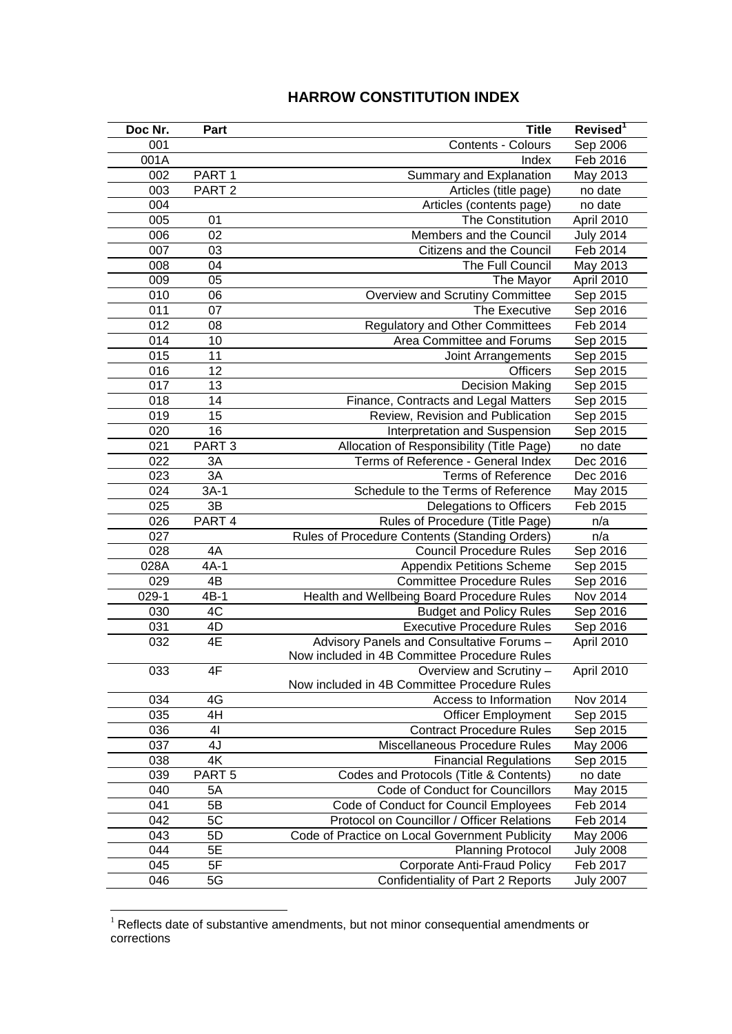# HARROW CONSTITUTION INDEX

| Doc Nr. | Part | Title | Revised[1] |
|---|---|---|---|
| 001 | | Contents - Colours | Sep 2006 |
| 001A | | Index | Feb 2016 |
| 002 | PART 1 | Summary and Explanation | May 2013 |
| 003 | PART 2 | Articles (title page) | no date |
| 004 | | Articles (contents page) | no date |
| 005 | 01 | The Constitution | April 2010 |
| 006 | 02 | Members and the Council | July 2014 |
| 007 | 03 | Citizens and the Council | Feb 2014 |
| 008 | 04 | The Full Council | May 2013 |
| 009 | 05 | The Mayor | April 2010 |
| 010 | 06 | Overview and Scrutiny Committee | Sep 2015 |
| 011 | 07 | The Executive | Sep 2016 |
| 012 | 08 | Regulatory and Other Committees | Feb 2014 |
| 014 | 10 | Area Committee and Forums | Sep 2015 |
| 015 | 11 | Joint Arrangements | Sep 2015 |
| 016 | 12 | Officers | Sep 2015 |
| 017 | 13 | Decision Making | Sep 2015 |
| 018 | 14 | Finance, Contracts and Legal Matters | Sep 2015 |
| 019 | 15 | Review, Revision and Publication | Sep 2015 |
| 020 | 16 | Interpretation and Suspension | Sep 2015 |
| 021 | PART 3 | Allocation of Responsibility (Title Page) | no date |
| 022 | 3A | Terms of Reference - General Index | Dec 2016 |
| 023 | 3A | Terms of Reference | Dec 2016 |
| 024 | 3A-1 | Schedule to the Terms of Reference | May 2015 |
| 025 | 3B | Delegations to Officers | Feb 2015 |
| 026 | PART 4 | Rules of Procedure (Title Page) | n/a |
| 027 | | Rules of Procedure Contents (Standing Orders) | n/a |
| 028 | 4A | Council Procedure Rules | Sep 2016 |
| 028A | 4A-1 | Appendix Petitions Scheme | Sep 2015 |
| 029 | 4B | Committee Procedure Rules | Sep 2016 |
| 029-1 | 4B-1 | Health and Wellbeing Board Procedure Rules | Nov 2014 |
| 030 | 4C | Budget and Policy Rules | Sep 2016 |
| 031 | 4D | Executive Procedure Rules | Sep 2016 |
| 032 | 4E | Advisory Panels and Consultative Forums – Now included in 4B Committee Procedure Rules | April 2010 |
| 033 | 4F | Overview and Scrutiny – Now included in 4B Committee Procedure Rules | April 2010 |
| 034 | 4G | Access to Information | Nov 2014 |
| 035 | 4H | Officer Employment | Sep 2015 |
| 036 | 4I | Contract Procedure Rules | Sep 2015 |
| 037 | 4J | Miscellaneous Procedure Rules | May 2006 |
| 038 | 4K | Financial Regulations | Sep 2015 |
| 039 | PART 5 | Codes and Protocols (Title & Contents) | no date |
| 040 | 5A | Code of Conduct for Councillors | May 2015 |
| 041 | 5B | Code of Conduct for Council Employees | Feb 2014 |
| 042 | 5C | Protocol on Councillor / Officer Relations | Feb 2014 |
| 043 | 5D | Code of Practice on Local Government Publicity | May 2006 |
| 044 | 5E | Planning Protocol | July 2008 |
| 045 | 5F | Corporate Anti-Fraud Policy | Feb 2017 |
| 046 | 5G | Confidentiality of Part 2 Reports | July 2007 |

[1] Reflects date of substantive amendments, but not minor consequential amendments or corrections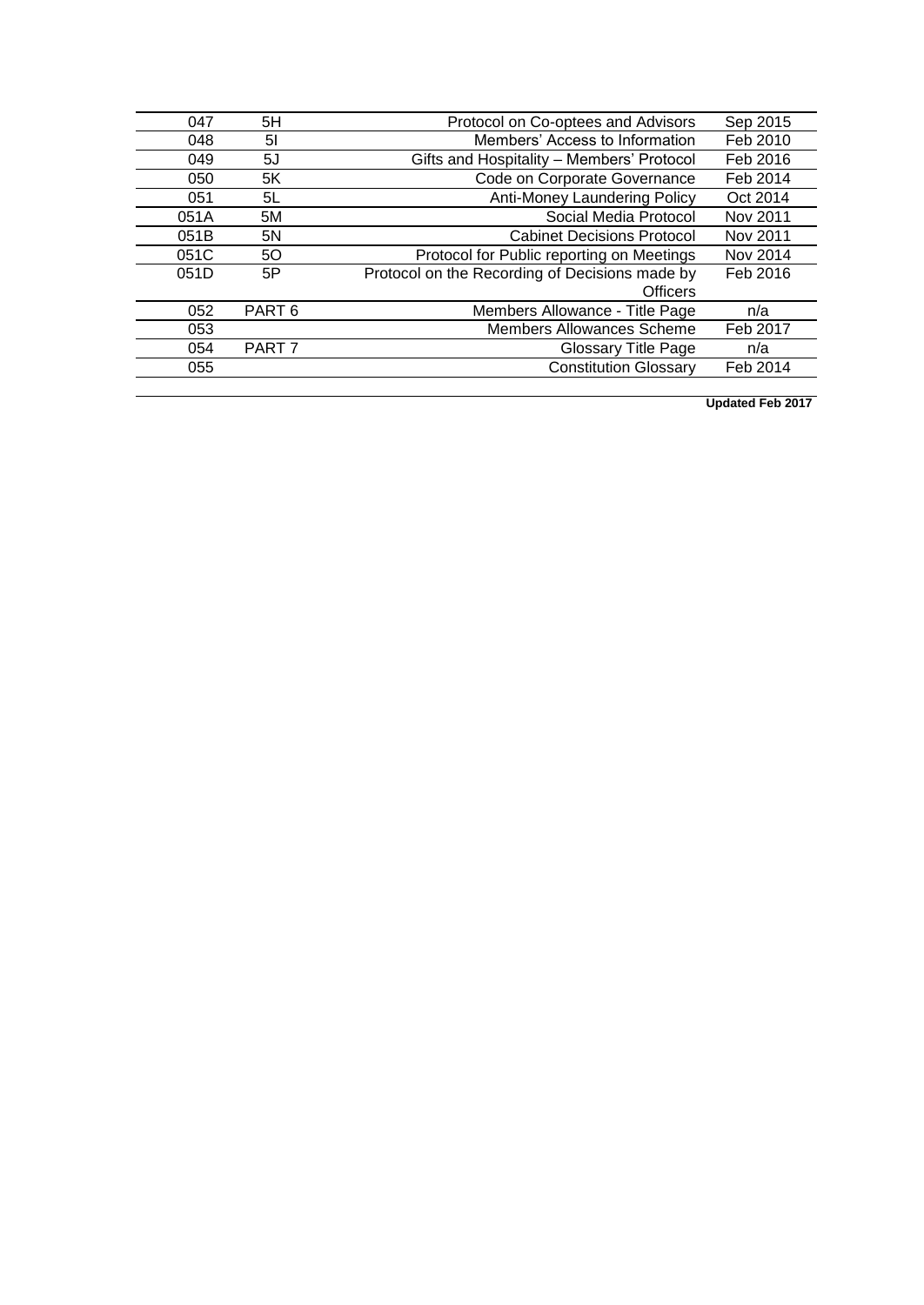| | | | |
|---|---|---|---|
| 047 | 5H | Protocol on Co-optees and Advisors | Sep 2015 |
| 048 | 5I | Members' Access to Information | Feb 2010 |
| 049 | 5J | Gifts and Hospitality – Members' Protocol | Feb 2016 |
| 050 | 5K | Code on Corporate Governance | Feb 2014 |
| 051 | 5L | Anti-Money Laundering Policy | Oct 2014 |
| 051A | 5M | Social Media Protocol | Nov 2011 |
| 051B | 5N | Cabinet Decisions Protocol | Nov 2011 |
| 051C | 5O | Protocol for Public reporting on Meetings | Nov 2014 |
| 051D | 5P | Protocol on the Recording of Decisions made by Officers | Feb 2016 |
| 052 | PART 6 | Members Allowance - Title Page | n/a |
| 053 | | Members Allowances Scheme | Feb 2017 |
| 054 | PART 7 | Glossary Title Page | n/a |
| 055 | | Constitution Glossary | Feb 2014 |

**Updated Feb 2017**